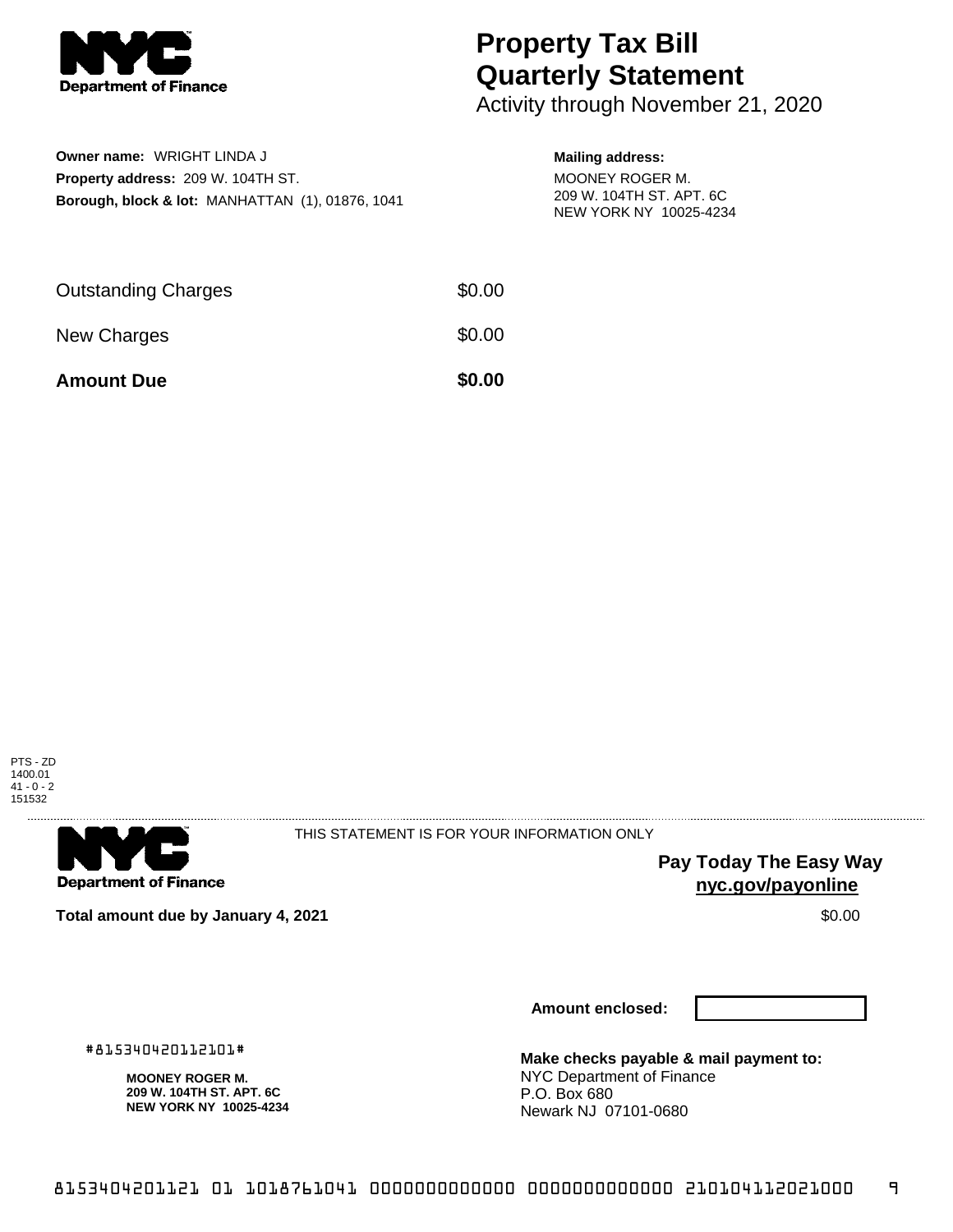Department of Finance

# Property Tax Bill Quarterly Statement

Activity through November 21, 2020

**Owner name:** WRIGHT LINDA J
**Property address:** 209 W. 104TH ST.
**Borough, block & lot:** MANHATTAN (1), 01876, 1041

**Mailing address:**
MOONEY ROGER M.
209 W. 104TH ST. APT. 6C
NEW YORK NY 10025-4234

| | |
|---|---|
| Outstanding Charges | $0.00 |
| New Charges | $0.00 |
| **Amount Due** | **$0.00** |

PTS - ZD
1400.01
41 - 0 - 2
151532

Department of Finance

THIS STATEMENT IS FOR YOUR INFORMATION ONLY

**Pay Today The Easy Way**
**nyc.gov/payonline**

**Total amount due by January 4, 2021** $0.00

**Amount enclosed:**

#815340420112101#

**MOONEY ROGER M.**
**209 W. 104TH ST. APT. 6C**
**NEW YORK NY 10025-4234**

**Make checks payable & mail payment to:**
NYC Department of Finance
P.O. Box 680
Newark NJ 07101-0680

8153404201121 01 1018761041 0000000000000 0000000000000 210104112021000 9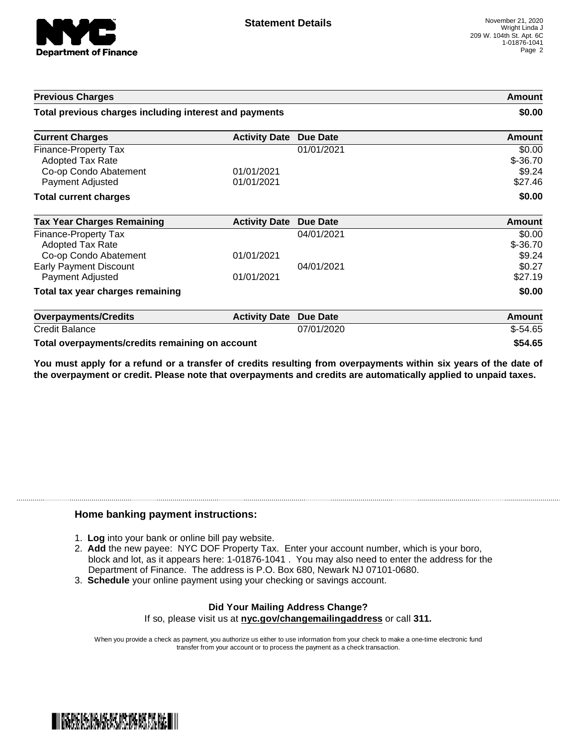## Statement Details

November 21, 2020
Wright Linda J
209 W. 104th St. Apt. 6C
1-01876-1041

| Previous Charges | Amount |
|---|---|
| **Total previous charges including interest and payments** | **$0.00** |

| Current Charges | Activity Date | Due Date | Amount |
|---|---|---|---|
| Finance-Property Tax | | 01/01/2021 | $0.00 |
| Adopted Tax Rate | | | $-36.70 |
| Co-op Condo Abatement | 01/01/2021 | | $9.24 |
| Payment Adjusted | 01/01/2021 | | $27.46 |
| **Total current charges** | | | **$0.00** |

| Tax Year Charges Remaining | Activity Date | Due Date | Amount |
|---|---|---|---|
| Finance-Property Tax | | 04/01/2021 | $0.00 |
| Adopted Tax Rate | | | $-36.70 |
| Co-op Condo Abatement | 01/01/2021 | | $9.24 |
| Early Payment Discount | | 04/01/2021 | $0.27 |
| Payment Adjusted | 01/01/2021 | | $27.19 |
| **Total tax year charges remaining** | | | **$0.00** |

| Overpayments/Credits | Activity Date | Due Date | Amount |
|---|---|---|---|
| Credit Balance | | 07/01/2020 | $-54.65 |
| **Total overpayments/credits remaining on account** | | | **$54.65** |

**You must apply for a refund or a transfer of credits resulting from overpayments within six years of the date of the overpayment or credit. Please note that overpayments and credits are automatically applied to unpaid taxes.**

### Home banking payment instructions:

1. **Log** into your bank or online bill pay website.
2. **Add** the new payee: NYC DOF Property Tax. Enter your account number, which is your boro, block and lot, as it appears here: 1-01876-1041 . You may also need to enter the address for the Department of Finance. The address is P.O. Box 680, Newark NJ 07101-0680.
3. **Schedule** your online payment using your checking or savings account.

**Did Your Mailing Address Change?**
If so, please visit us at **nyc.gov/changemailingaddress** or call **311.**

When you provide a check as payment, you authorize us either to use information from your check to make a one-time electronic fund transfer from your account or to process the payment as a check transaction.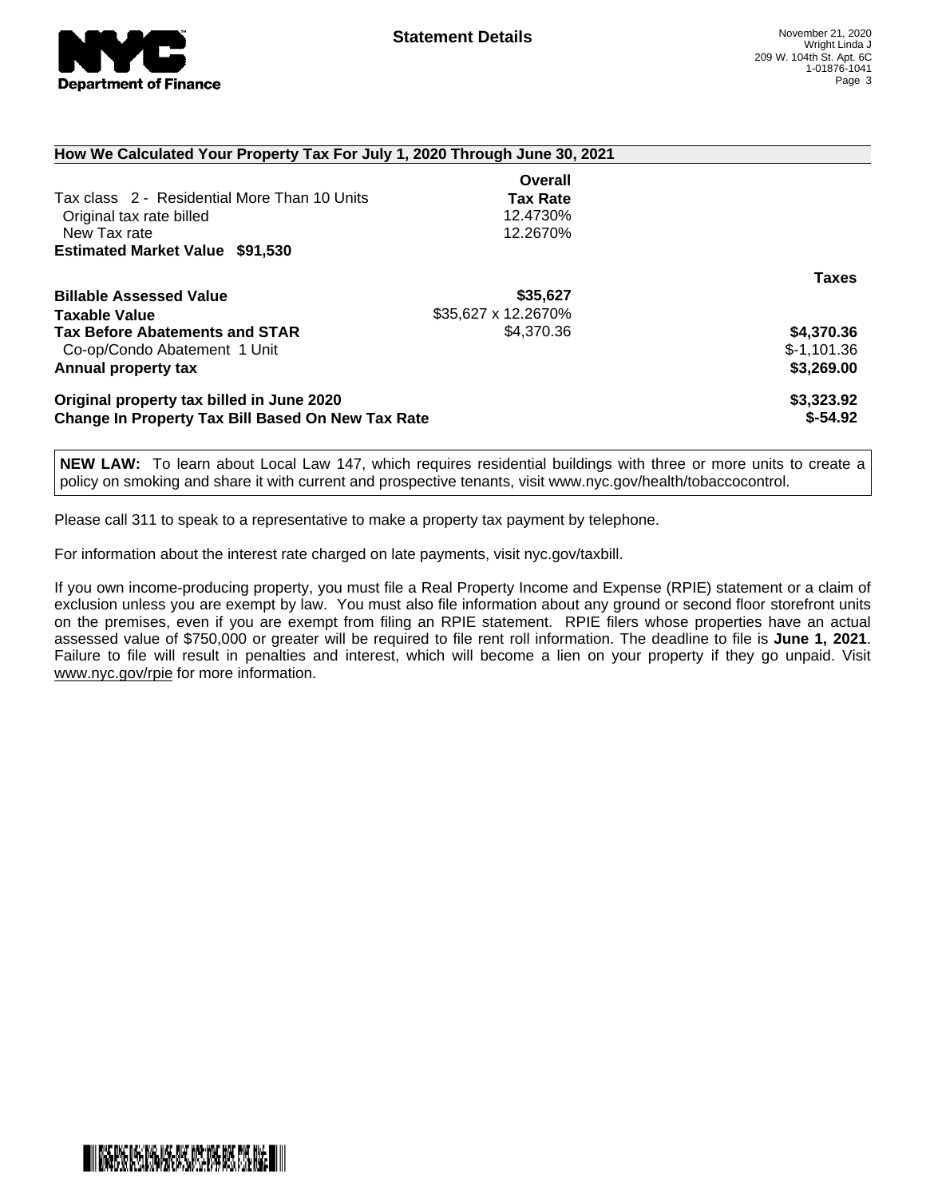## Statement Details

November 21, 2020
Wright Linda J
209 W. 104th St. Apt. 6C
1-01876-1041

### How We Calculated Your Property Tax For July 1, 2020 Through June 30, 2021

| | Overall Tax Rate | |
|---|---|---|
| Tax class 2 - Residential More Than 10 Units | | |
| Original tax rate billed | 12.4730% | |
| New Tax rate | 12.2670% | |
| **Estimated Market Value $91,530** | | |
| | | **Taxes** |
| **Billable Assessed Value** | **$35,627** | |
| **Taxable Value** | $35,627 x 12.2670% | |
| **Tax Before Abatements and STAR** | $4,370.36 | **$4,370.36** |
| Co-op/Condo Abatement 1 Unit | | $-1,101.36 |
| **Annual property tax** | | **$3,269.00** |
| **Original property tax billed in June 2020** | | **$3,323.92** |
| **Change In Property Tax Bill Based On New Tax Rate** | | **$-54.92** |

**NEW LAW:** To learn about Local Law 147, which requires residential buildings with three or more units to create a policy on smoking and share it with current and prospective tenants, visit www.nyc.gov/health/tobaccocontrol.

Please call 311 to speak to a representative to make a property tax payment by telephone.

For information about the interest rate charged on late payments, visit nyc.gov/taxbill.

If you own income-producing property, you must file a Real Property Income and Expense (RPIE) statement or a claim of exclusion unless you are exempt by law. You must also file information about any ground or second floor storefront units on the premises, even if you are exempt from filing an RPIE statement. RPIE filers whose properties have an actual assessed value of $750,000 or greater will be required to file rent roll information. The deadline to file is **June 1, 2021**. Failure to file will result in penalties and interest, which will become a lien on your property if they go unpaid. Visit www.nyc.gov/rpie for more information.